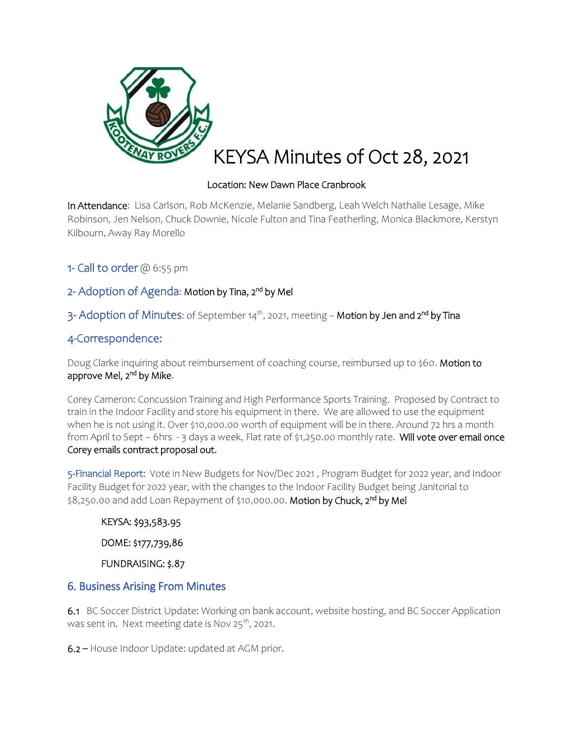# KEYSA Minutes of Oct 28, 2021

Location: New Dawn Place Cranbrook

In Attendance: Lisa Carlson, Rob McKenzie, Melanie Sandberg, Leah Welch Nathalie Lesage, Mike Robinson, Jen Nelson, Chuck Downie, Nicole Fulton and Tina Featherling, Monica Blackmore, Kerstyn Kilbourn, Away Ray Morello

## 1- Call to order @ 6:55 pm

## 2- Adoption of Agenda: Motion by Tina, 2nd by Mel

## 3- Adoption of Minutes: of September 14th, 2021, meeting – Motion by Jen and 2nd by Tina

## 4-Correspondence:

Doug Clarke inquiring about reimbursement of coaching course, reimbursed up to $60. Motion to approve Mel, 2nd by Mike.

Corey Cameron: Concussion Training and High Performance Sports Training. Proposed by Contract to train in the Indoor Facility and store his equipment in there. We are allowed to use the equipment when he is not using it. Over $10,000.00 worth of equipment will be in there. Around 72 hrs a month from April to Sept – 6hrs - 3 days a week, Flat rate of $1,250.00 monthly rate. Will vote over email once Corey emails contract proposal out.

**5-Financial Report:** Vote in New Budgets for Nov/Dec 2021 , Program Budget for 2022 year, and Indoor Facility Budget for 2022 year, with the changes to the Indoor Facility Budget being Janitorial to $8,250.00 and add Loan Repayment of $10,000.00. Motion by Chuck, 2nd by Mel

KEYSA: $93,583.95

DOME: $177,739,86

FUNDRAISING: $.87

## 6. Business Arising From Minutes

6.1 BC Soccer District Update: Working on bank account, website hosting, and BC Soccer Application was sent in. Next meeting date is Nov 25th, 2021.

6.2 – House Indoor Update: updated at AGM prior.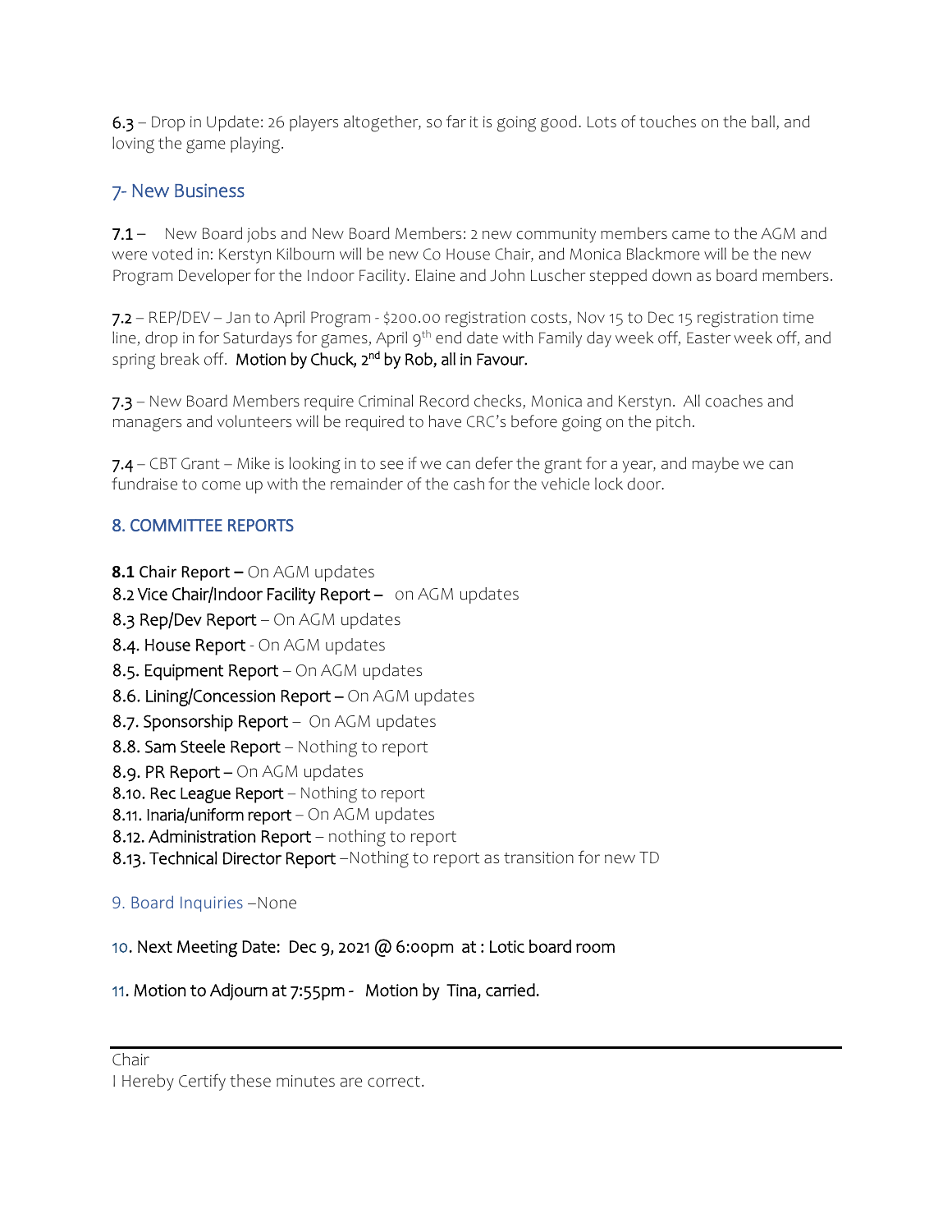**6.3** – Drop in Update: 26 players altogether, so far it is going good. Lots of touches on the ball, and loving the game playing.

## 7- New Business

**7.1** – New Board jobs and New Board Members: 2 new community members came to the AGM and were voted in: Kerstyn Kilbourn will be new Co House Chair, and Monica Blackmore will be the new Program Developer for the Indoor Facility. Elaine and John Luscher stepped down as board members.

**7.2** – REP/DEV – Jan to April Program - $200.00 registration costs, Nov 15 to Dec 15 registration time line, drop in for Saturdays for games, April 9th end date with Family day week off, Easter week off, and spring break off. Motion by Chuck, 2nd by Rob, all in Favour.

**7.3** – New Board Members require Criminal Record checks, Monica and Kerstyn. All coaches and managers and volunteers will be required to have CRC's before going on the pitch.

**7.4** – CBT Grant – Mike is looking in to see if we can defer the grant for a year, and maybe we can fundraise to come up with the remainder of the cash for the vehicle lock door.

## 8. COMMITTEE REPORTS

**8.1** Chair Report – On AGM updates
8.2 Vice Chair/Indoor Facility Report – on AGM updates
8.3 Rep/Dev Report – On AGM updates
8.4. House Report - On AGM updates
8.5. Equipment Report – On AGM updates
8.6. Lining/Concession Report – On AGM updates
8.7. Sponsorship Report – On AGM updates
8.8. Sam Steele Report – Nothing to report
8.9. PR Report – On AGM updates
8.10. Rec League Report – Nothing to report
8.11. Inaria/uniform report – On AGM updates
8.12. Administration Report – nothing to report
8.13. Technical Director Report –Nothing to report as transition for new TD

9. Board Inquiries –None

10. Next Meeting Date: Dec 9, 2021 @ 6:00pm at : Lotic board room

11. Motion to Adjourn at 7:55pm - Motion by Tina, carried.

---

Chair
I Hereby Certify these minutes are correct.